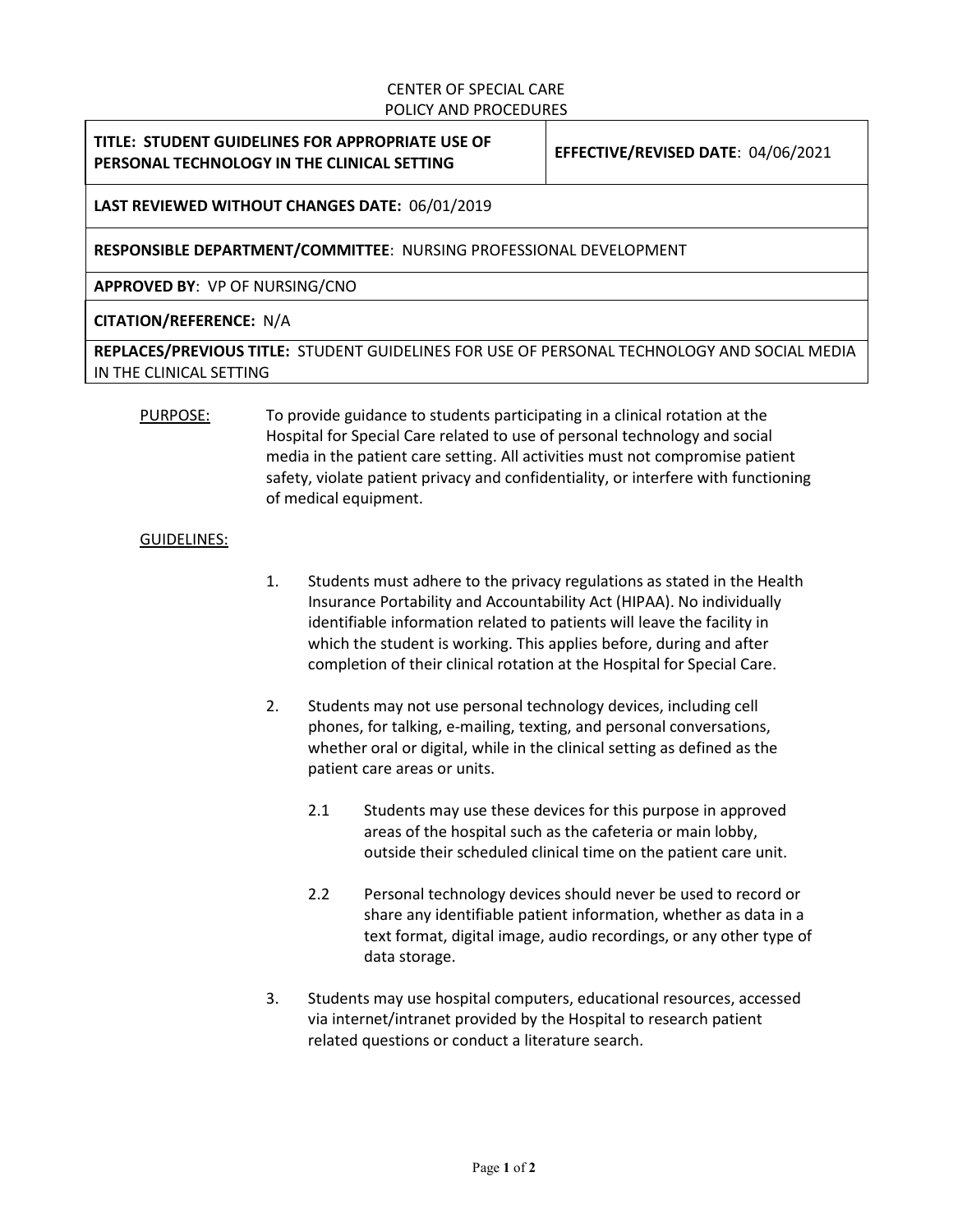CENTER OF SPECIAL CARE
POLICY AND PROCEDURES

| **TITLE: STUDENT GUIDELINES FOR APPROPRIATE USE OF PERSONAL TECHNOLOGY IN THE CLINICAL SETTING** | **EFFECTIVE/REVISED DATE**: 04/06/2021 |
|---|---|
| **LAST REVIEWED WITHOUT CHANGES DATE:** 06/01/2019 | |
| **RESPONSIBLE DEPARTMENT/COMMITTEE**: NURSING PROFESSIONAL DEVELOPMENT | |
| **APPROVED BY**: VP OF NURSING/CNO | |
| **CITATION/REFERENCE:** N/A | |
| **REPLACES/PREVIOUS TITLE:** STUDENT GUIDELINES FOR USE OF PERSONAL TECHNOLOGY AND SOCIAL MEDIA IN THE CLINICAL SETTING | |

PURPOSE: To provide guidance to students participating in a clinical rotation at the Hospital for Special Care related to use of personal technology and social media in the patient care setting. All activities must not compromise patient safety, violate patient privacy and confidentiality, or interfere with functioning of medical equipment.

GUIDELINES:

1. Students must adhere to the privacy regulations as stated in the Health Insurance Portability and Accountability Act (HIPAA). No individually identifiable information related to patients will leave the facility in which the student is working. This applies before, during and after completion of their clinical rotation at the Hospital for Special Care.

2. Students may not use personal technology devices, including cell phones, for talking, e-mailing, texting, and personal conversations, whether oral or digital, while in the clinical setting as defined as the patient care areas or units.

   2.1 Students may use these devices for this purpose in approved areas of the hospital such as the cafeteria or main lobby, outside their scheduled clinical time on the patient care unit.

   2.2 Personal technology devices should never be used to record or share any identifiable patient information, whether as data in a text format, digital image, audio recordings, or any other type of data storage.

3. Students may use hospital computers, educational resources, accessed via internet/intranet provided by the Hospital to research patient related questions or conduct a literature search.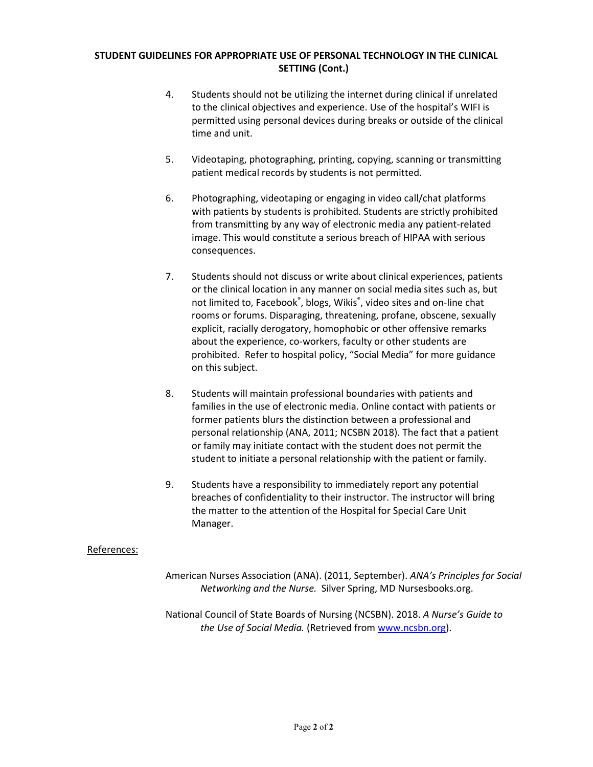**STUDENT GUIDELINES FOR APPROPRIATE USE OF PERSONAL TECHNOLOGY IN THE CLINICAL SETTING (Cont.)**

4. Students should not be utilizing the internet during clinical if unrelated to the clinical objectives and experience. Use of the hospital's WIFI is permitted using personal devices during breaks or outside of the clinical time and unit.

5. Videotaping, photographing, printing, copying, scanning or transmitting patient medical records by students is not permitted.

6. Photographing, videotaping or engaging in video call/chat platforms with patients by students is prohibited. Students are strictly prohibited from transmitting by any way of electronic media any patient-related image. This would constitute a serious breach of HIPAA with serious consequences.

7. Students should not discuss or write about clinical experiences, patients or the clinical location in any manner on social media sites such as, but not limited to, Facebook®, blogs, Wikis®, video sites and on-line chat rooms or forums. Disparaging, threatening, profane, obscene, sexually explicit, racially derogatory, homophobic or other offensive remarks about the experience, co-workers, faculty or other students are prohibited. Refer to hospital policy, "Social Media" for more guidance on this subject.

8. Students will maintain professional boundaries with patients and families in the use of electronic media. Online contact with patients or former patients blurs the distinction between a professional and personal relationship (ANA, 2011; NCSBN 2018). The fact that a patient or family may initiate contact with the student does not permit the student to initiate a personal relationship with the patient or family.

9. Students have a responsibility to immediately report any potential breaches of confidentiality to their instructor. The instructor will bring the matter to the attention of the Hospital for Special Care Unit Manager.

References:

American Nurses Association (ANA). (2011, September). *ANA's Principles for Social Networking and the Nurse.* Silver Spring, MD Nursesbooks.org.

National Council of State Boards of Nursing (NCSBN). 2018. *A Nurse's Guide to the Use of Social Media.* (Retrieved from [www.ncsbn.org](www.ncsbn.org)).